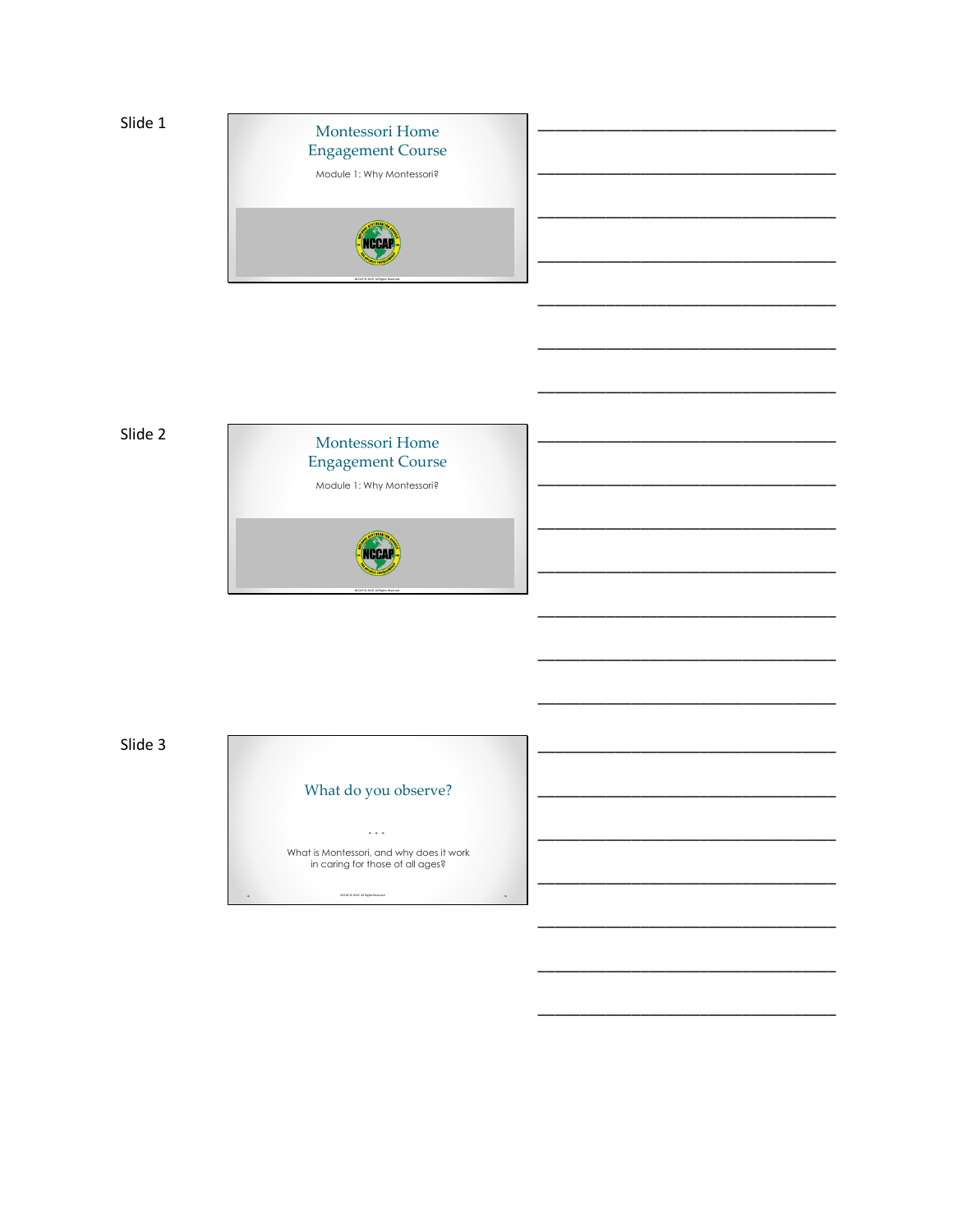Slide 1

Montessori Home Engagement Course

Module 1: Why Montessori?

NCCAP

Slide 2

Montessori Home Engagement Course

Module 1: Why Montessori?

NCCAP

Slide 3

What do you observe?

What is Montessori, and why does it work in caring for those of all ages?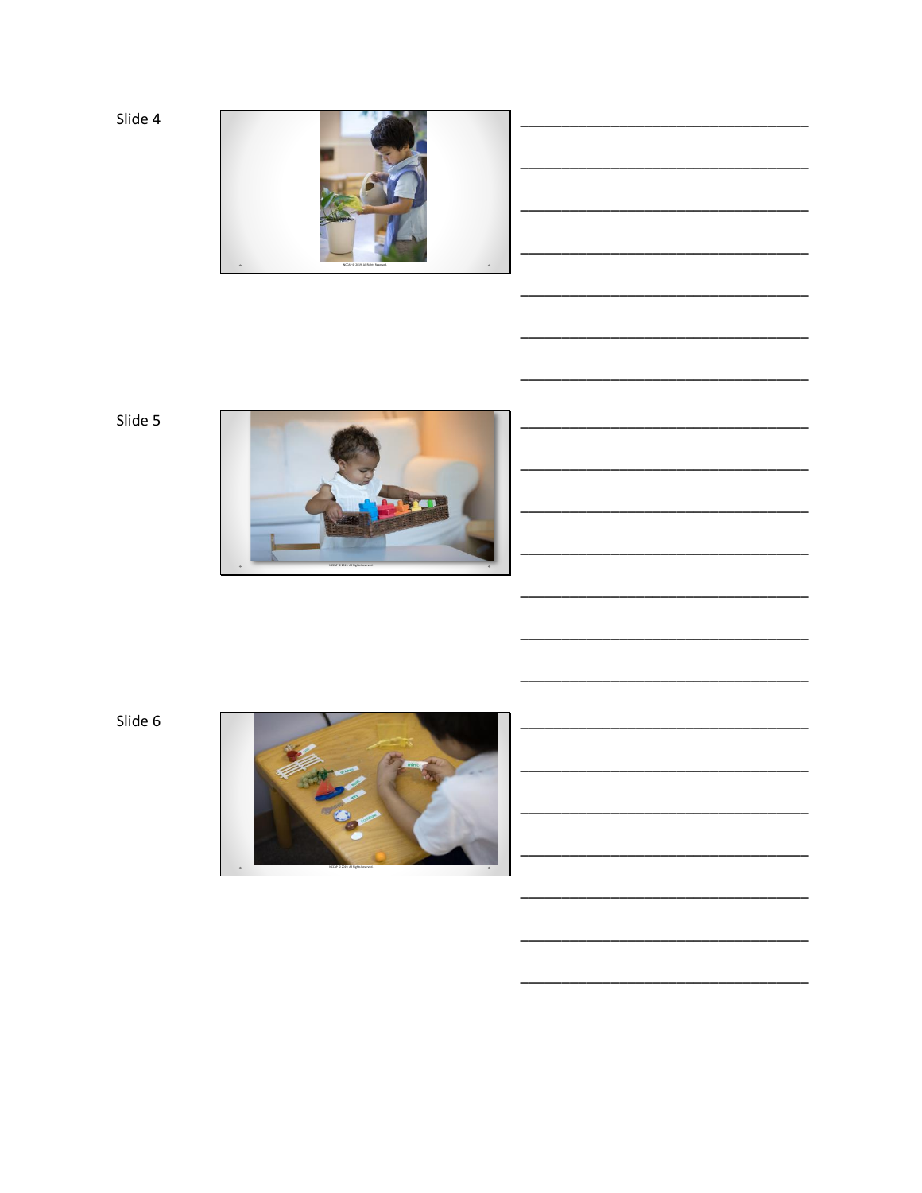Slide 4

_______________________________

_______________________________

_______________________________

_______________________________

_______________________________

_______________________________

_______________________________

Slide 5

_______________________________

_______________________________

_______________________________

_______________________________

_______________________________

_______________________________

_______________________________

Slide 6

_______________________________

_______________________________

_______________________________

_______________________________

_______________________________

_______________________________

_______________________________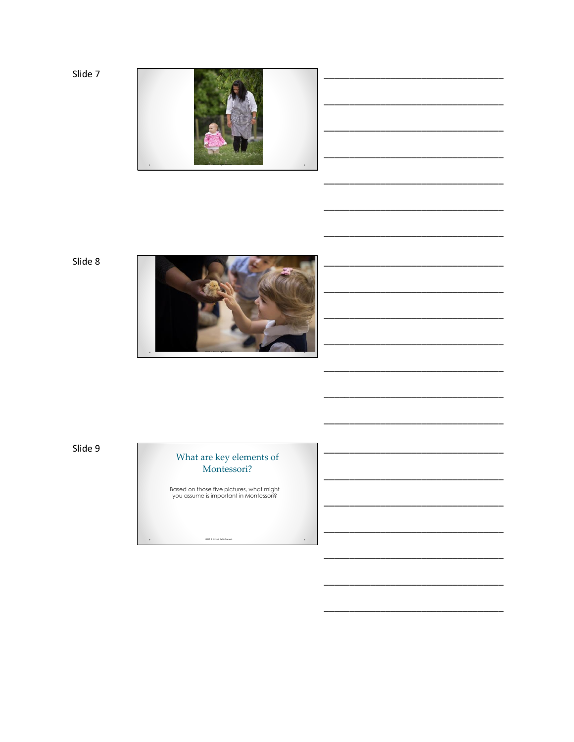Slide 7

Slide 8

Slide 9

## What are key elements of Montessori?

Based on those five pictures, what might you assume is important in Montessori?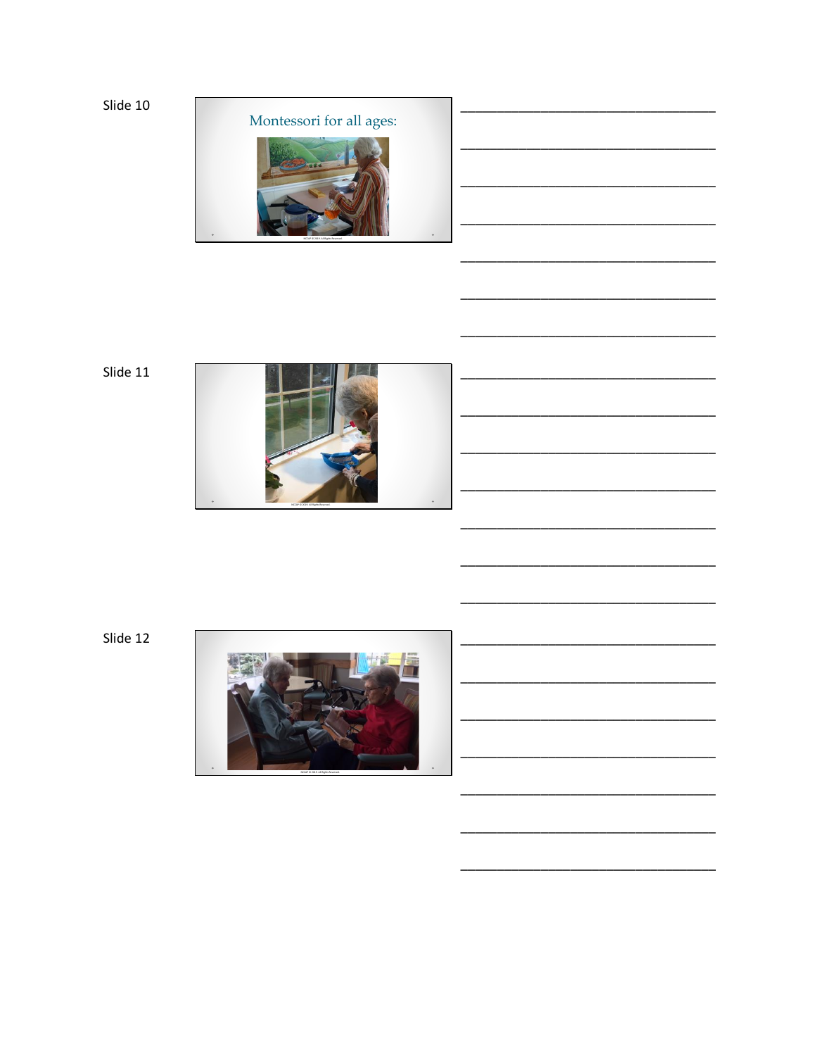Slide 10

Montessori for all ages:

___________________________________

___________________________________

___________________________________

___________________________________

___________________________________

___________________________________

___________________________________

Slide 11

___________________________________

___________________________________

___________________________________

___________________________________

___________________________________

___________________________________

___________________________________

Slide 12

___________________________________

___________________________________

___________________________________

___________________________________

___________________________________

___________________________________

___________________________________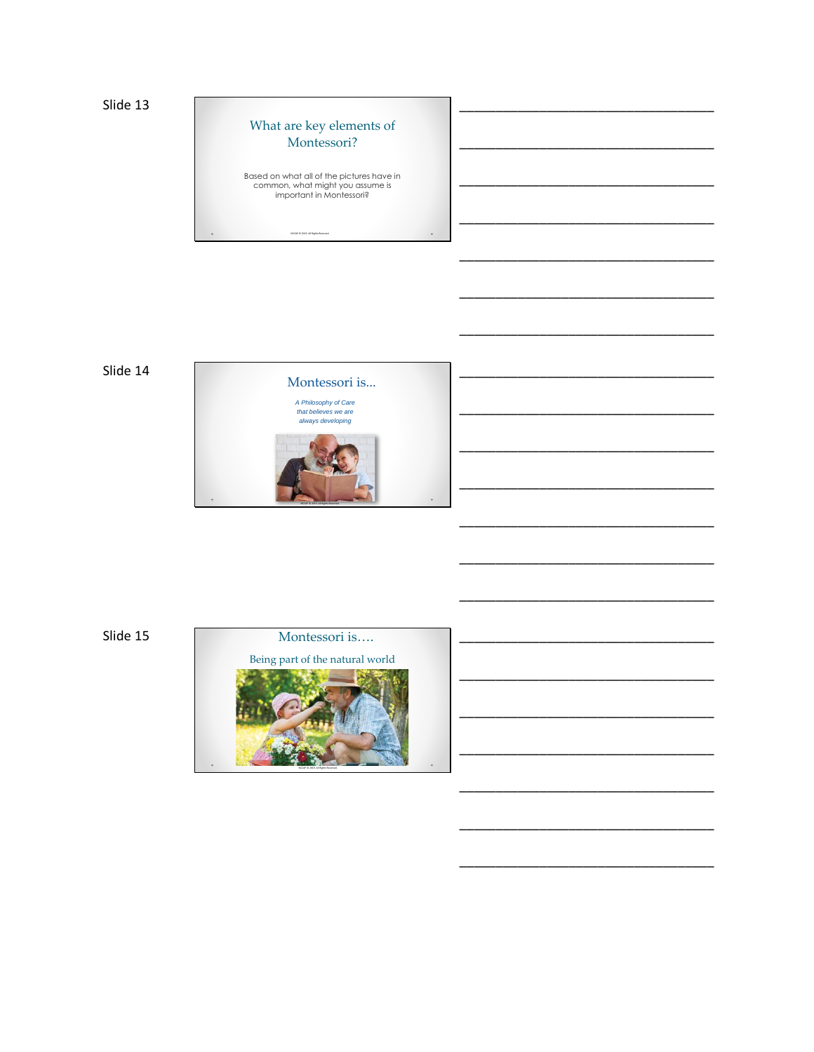Slide 13

## What are key elements of Montessori?

Based on what all of the pictures have in common, what might you assume is important in Montessori?

Slide 14

## Montessori is...

*A Philosophy of Care that believes we are always developing*

Slide 15

## Montessori is….

Being part of the natural world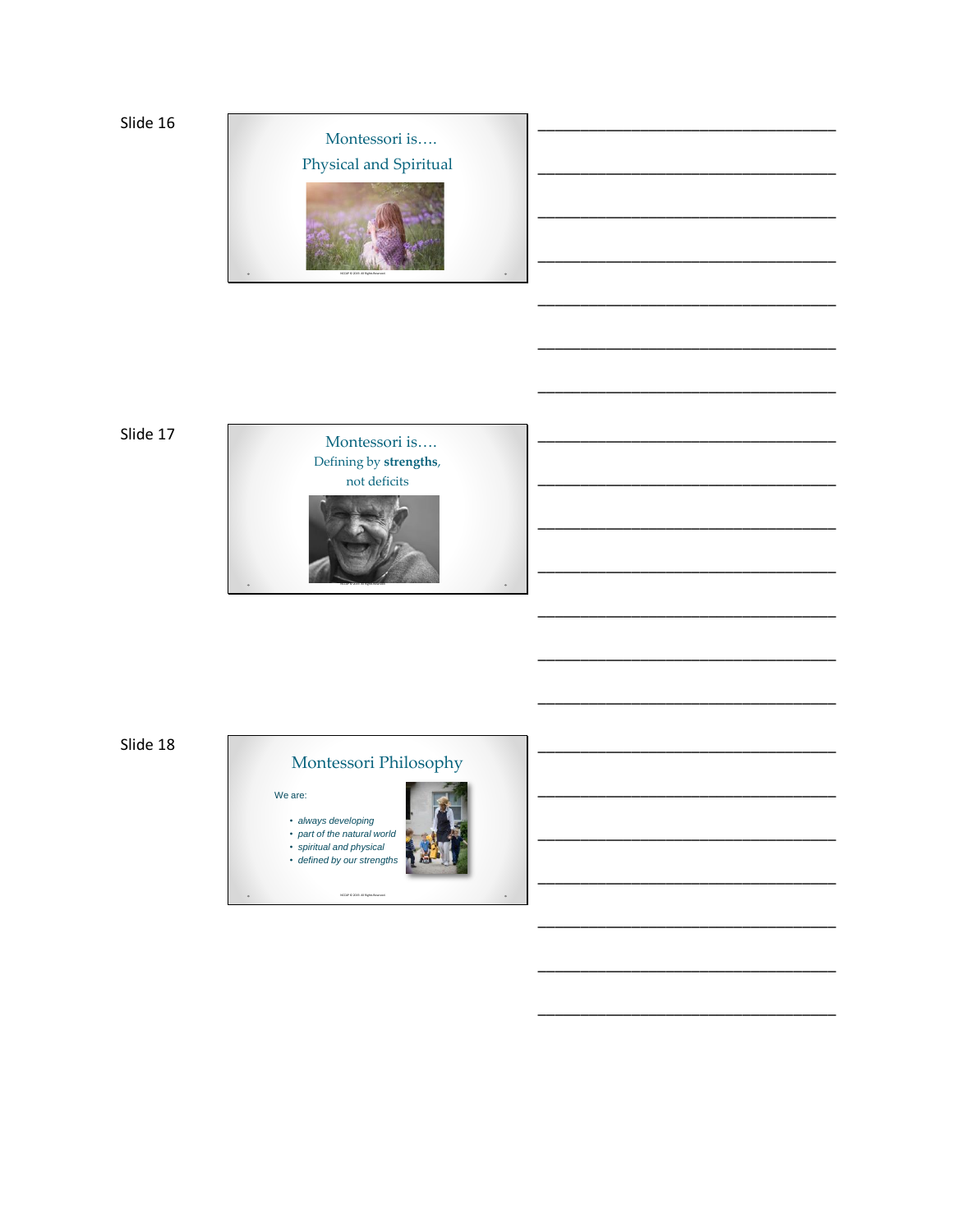Slide 16

Montessori is….
Physical and Spiritual

Slide 17

Montessori is….
Defining by **strengths**, not deficits

Slide 18

## Montessori Philosophy

We are:

- *always developing*
- *part of the natural world*
- *spiritual and physical*
- *defined by our strengths*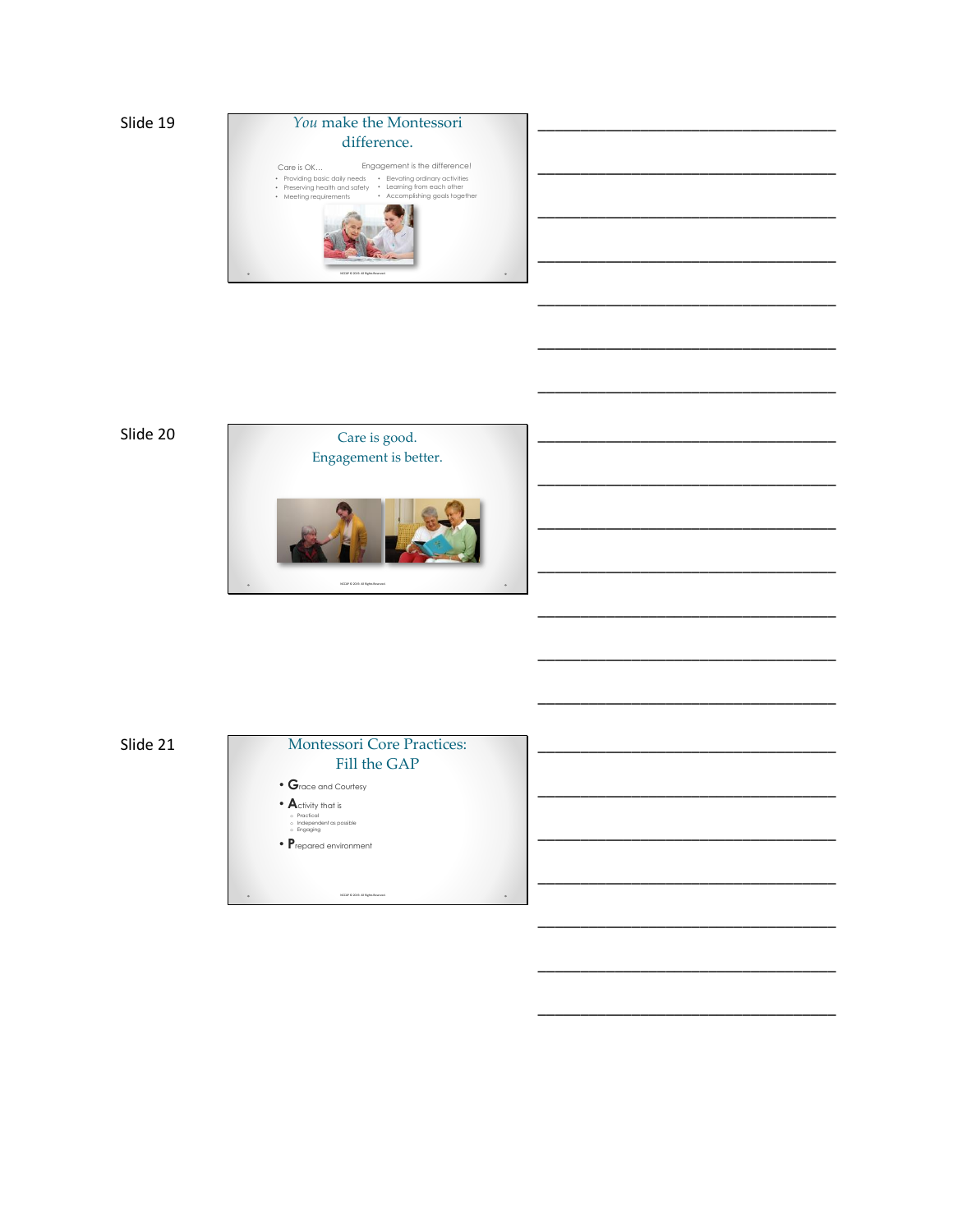Slide 19

## *You* make the Montessori difference.

Care is OK…

- Providing basic daily needs
- Preserving health and safety
- Meeting requirements

Engagement is the difference!

- Elevating ordinary activities
- Learning from each other
- Accomplishing goals together

Slide 20

## Care is good. Engagement is better.

Slide 21

## Montessori Core Practices: Fill the GAP

- **G**race and Courtesy
- **A**ctivity that is
  - Practical
  - Independent as possible
  - Engaging
- **P**repared environment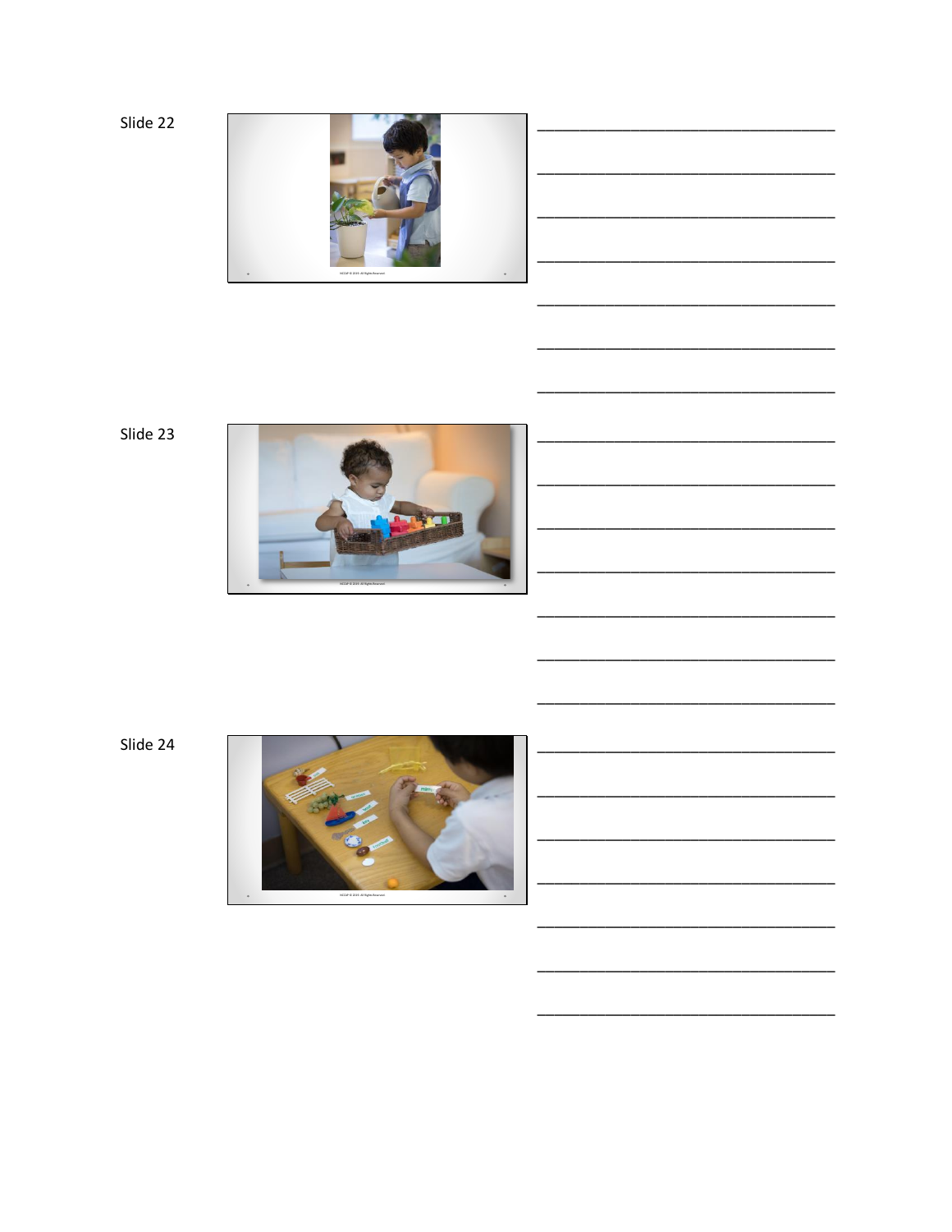Slide 22

___________________________________

___________________________________

___________________________________

___________________________________

___________________________________

___________________________________

___________________________________

Slide 23

___________________________________

___________________________________

___________________________________

___________________________________

___________________________________

___________________________________

___________________________________

Slide 24

___________________________________

___________________________________

___________________________________

___________________________________

___________________________________

___________________________________

___________________________________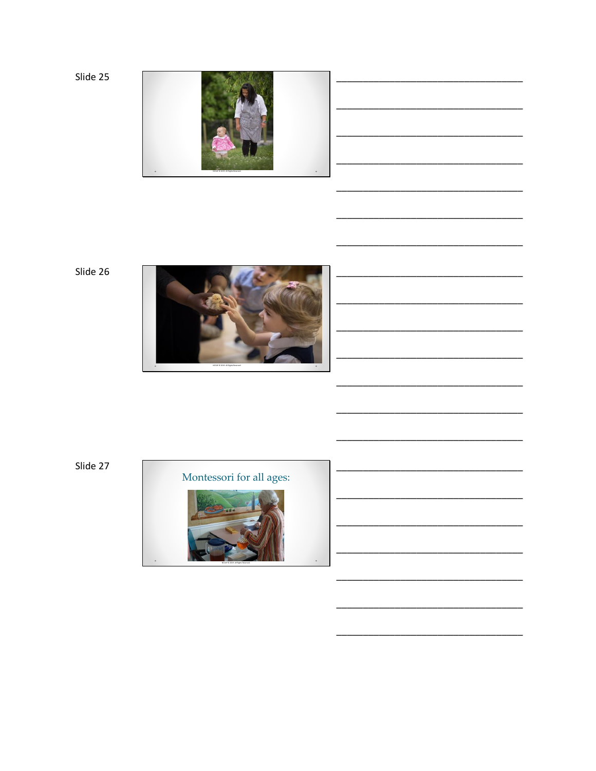Slide 25

Slide 26

Slide 27

Montessori for all ages: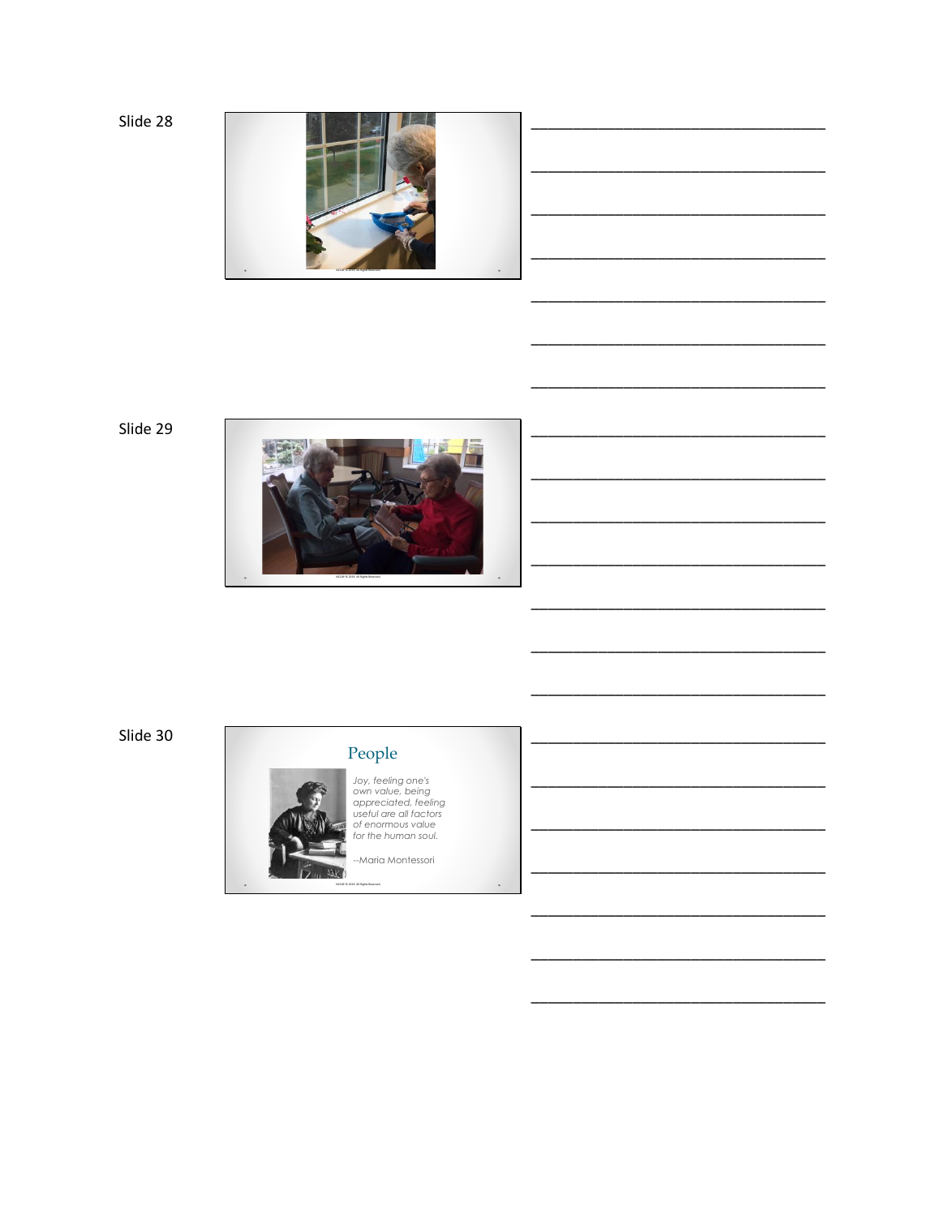Slide 28

Slide 29

Slide 30

## People

*Joy, feeling one's own value, being appreciated, feeling useful are all factors of enormous value for the human soul.*

--Maria Montessori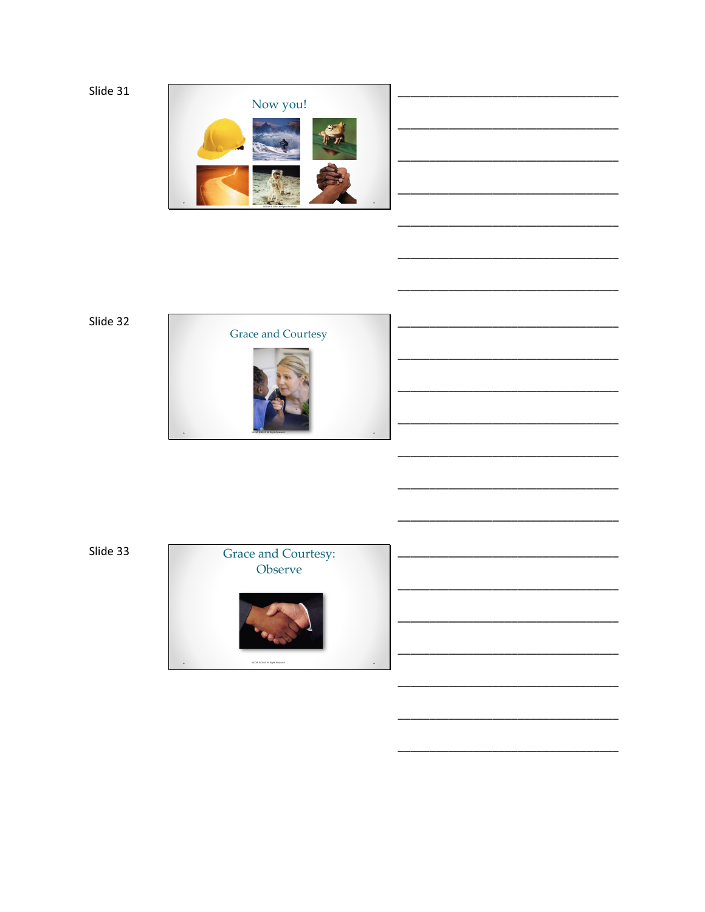Slide 31

Now you!

_______________________________________________

_______________________________________________

_______________________________________________

_______________________________________________

_______________________________________________

_______________________________________________

_______________________________________________

Slide 32

Grace and Courtesy

_______________________________________________

_______________________________________________

_______________________________________________

_______________________________________________

_______________________________________________

_______________________________________________

_______________________________________________

Slide 33

Grace and Courtesy: Observe

_______________________________________________

_______________________________________________

_______________________________________________

_______________________________________________

_______________________________________________

_______________________________________________

_______________________________________________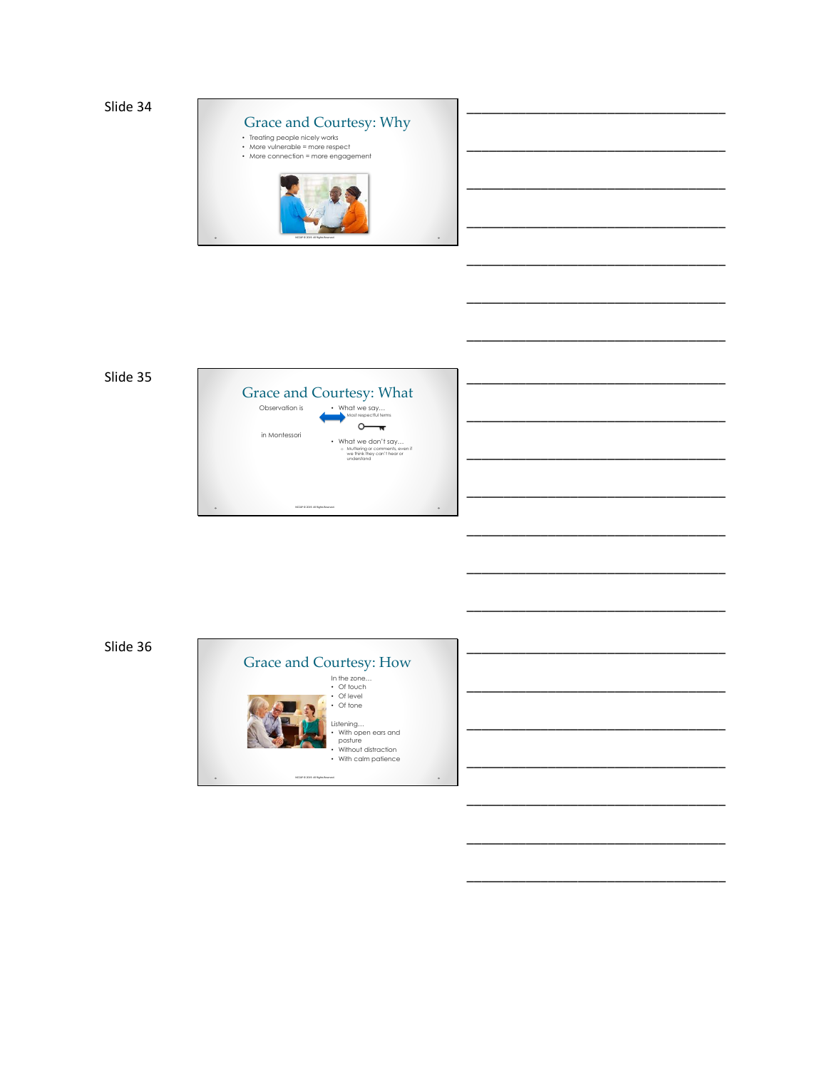Slide 34

## Grace and Courtesy: Why

- Treating people nicely works
- More vulnerable = more respect
- More connection = more engagement

Slide 35

## Grace and Courtesy: What

Observation is

in Montessori

- What we say…
  - Most respectful terms
- What we don't say…
  - Muttering or comments, even if we think they can't hear or understand

Slide 36

## Grace and Courtesy: How

In the zone…

- Of touch
- Of level
- Of tone

Listening…

- With open ears and posture
- Without distraction
- With calm patience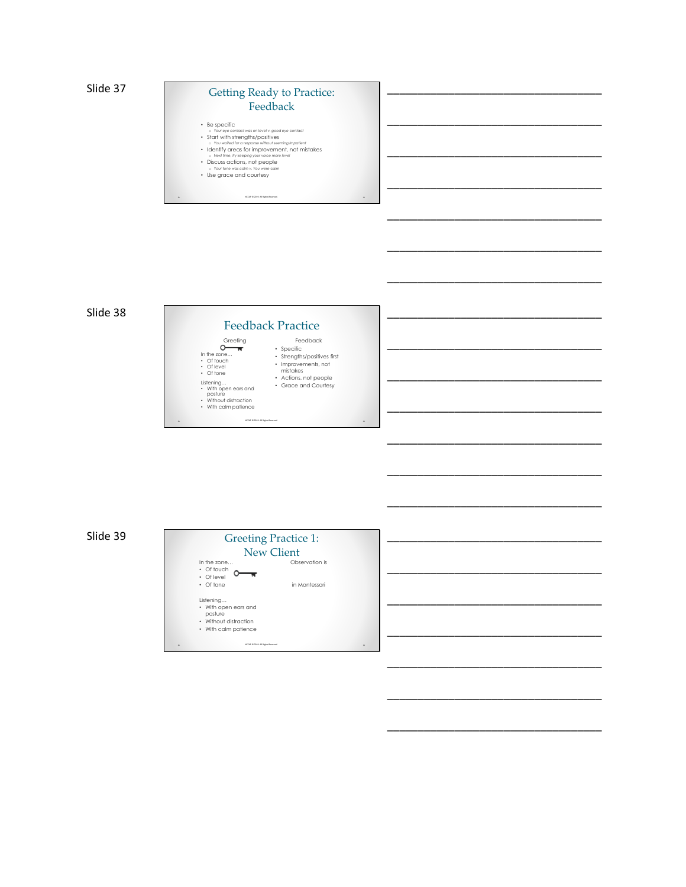Slide 37

## Getting Ready to Practice: Feedback

- Be specific
  - Your eye contact was on level v. good eye contact
- Start with strengths/positives
  - You waited for a response without seeming impatient
- Identify areas for improvement, not mistakes
  - Next time, try keeping your voice more level
- Discuss actions, not people
  - Your tone was calm v. You were calm
- Use grace and courtesy

Slide 38

## Feedback Practice

Greeting

In the zone…
- Of touch
- Of level
- Of tone

Listening…
- With open ears and posture
- Without distraction
- With calm patience

Feedback
- Specific
- Strengths/positives first
- Improvements, not mistakes
- Actions, not people
- Grace and Courtesy

Slide 39

## Greeting Practice 1: New Client

In the zone…
- Of touch
- Of level
- Of tone

Listening…
- With open ears and posture
- Without distraction
- With calm patience

Observation is

in Montessori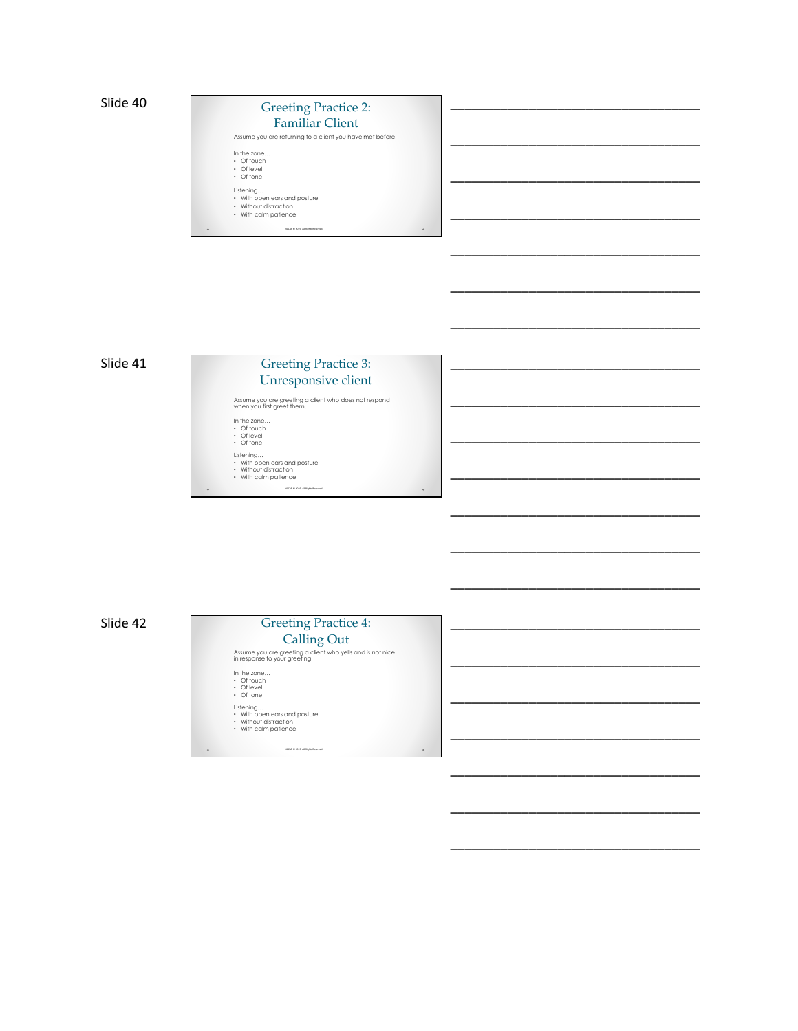Slide 40

## Greeting Practice 2: Familiar Client

Assume you are returning to a client you have met before.

In the zone…
- Of touch
- Of level
- Of tone

Listening…
- With open ears and posture
- Without distraction
- With calm patience

Slide 41

## Greeting Practice 3: Unresponsive client

Assume you are greeting a client who does not respond when you first greet them.

In the zone…
- Of touch
- Of level
- Of tone

Listening…
- With open ears and posture
- Without distraction
- With calm patience

Slide 42

## Greeting Practice 4: Calling Out

Assume you are greeting a client who yells and is not nice in response to your greeting.

In the zone…
- Of touch
- Of level
- Of tone

Listening…
- With open ears and posture
- Without distraction
- With calm patience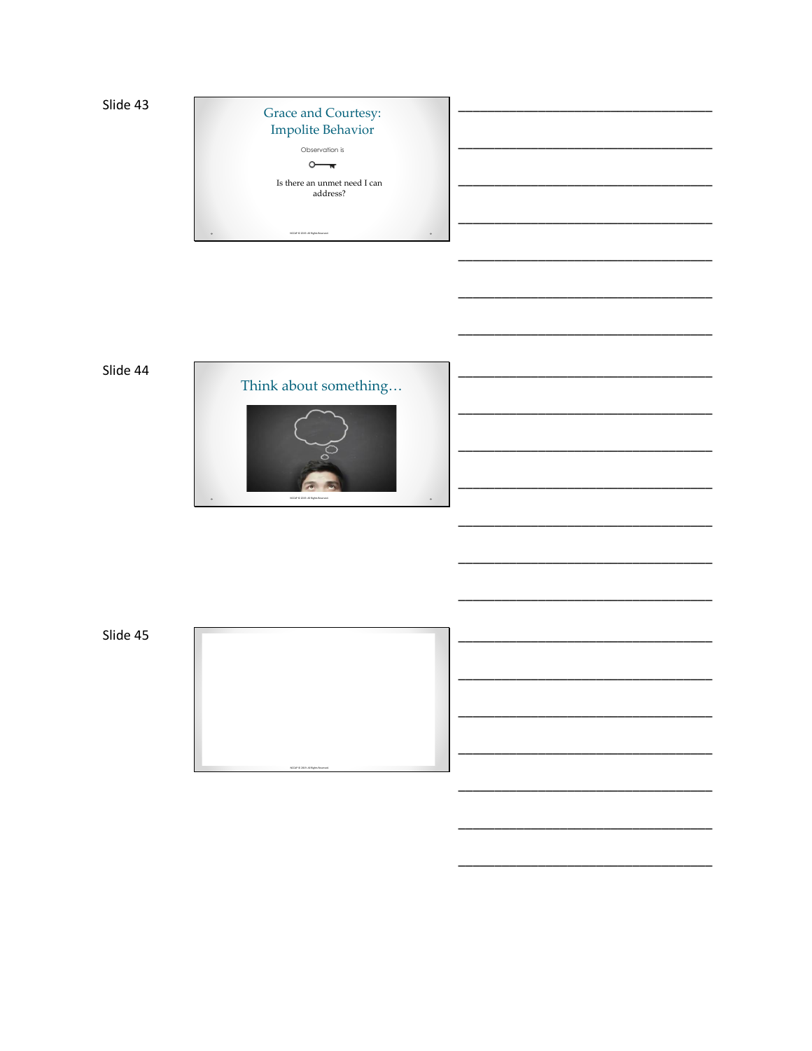Slide 43

## Grace and Courtesy: Impolite Behavior

Observation is

Is there an unmet need I can address?

Slide 44

## Think about something…

Slide 45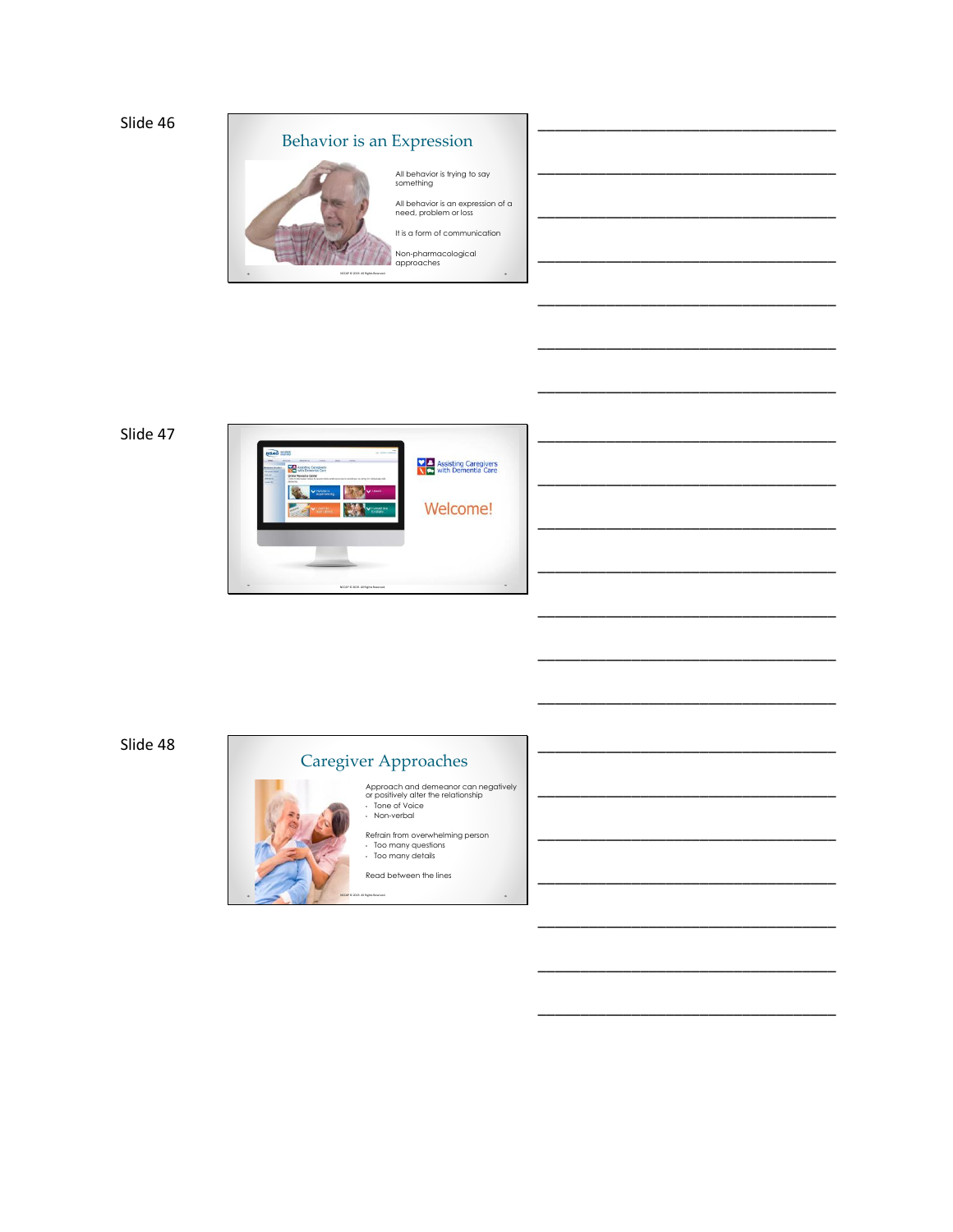Slide 46

## Behavior is an Expression

All behavior is trying to say something

All behavior is an expression of a need, problem or loss

It is a form of communication

Non-pharmacological approaches

Slide 47

Assisting Caregivers with Dementia Care

Welcome!

Slide 48

## Caregiver Approaches

Approach and demeanor can negatively or positively alter the relationship

- Tone of Voice
- Non-verbal

Refrain from overwhelming person

- Too many questions
- Too many details

Read between the lines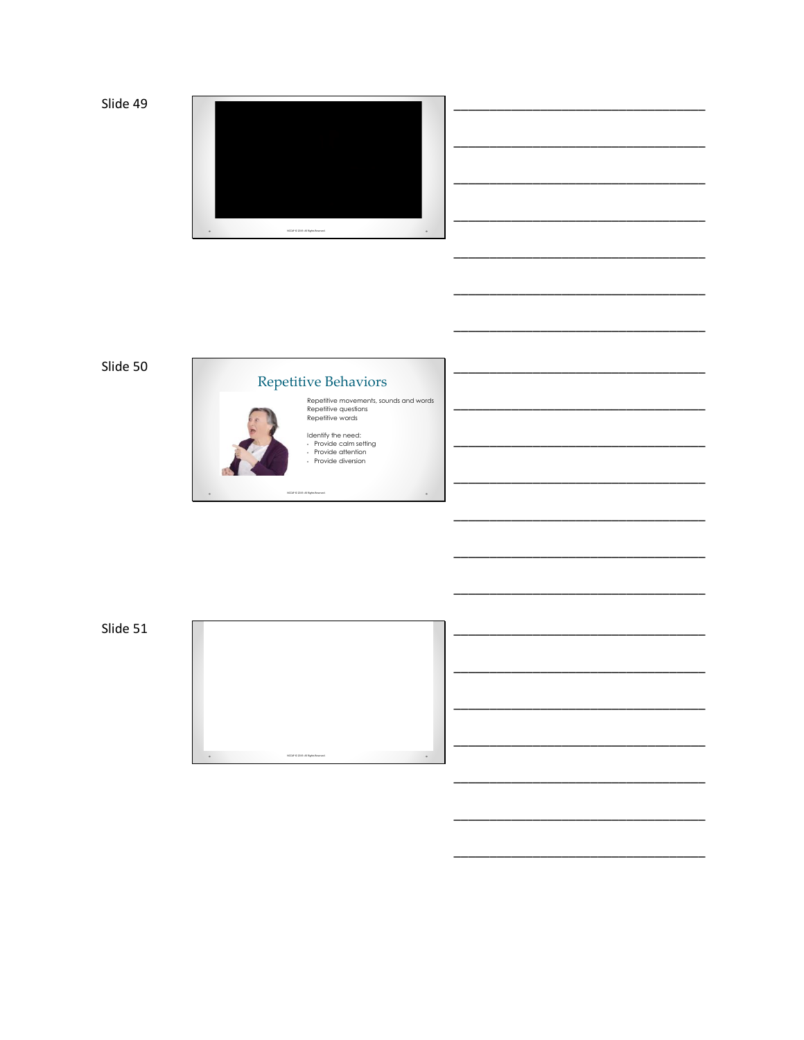Slide 49

Slide 50

## Repetitive Behaviors

Repetitive movements, sounds and words
Repetitive questions
Repetitive words

Identify the need:
- Provide calm setting
- Provide attention
- Provide diversion

Slide 51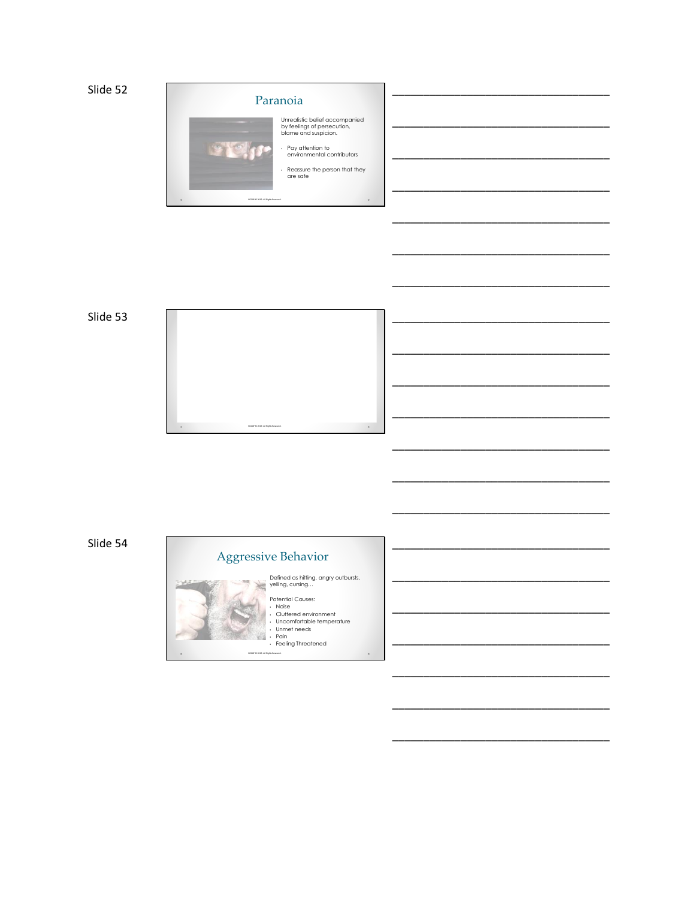Slide 52

## Paranoia

Unrealistic belief accompanied by feelings of persecution, blame and suspicion.

- Pay attention to environmental contributors
- Reassure the person that they are safe

Slide 53

Slide 54

## Aggressive Behavior

Defined as hitting, angry outbursts, yelling, cursing…

Potential Causes:

- Noise
- Cluttered environment
- Uncomfortable temperature
- Unmet needs
- Pain
- Feeling Threatened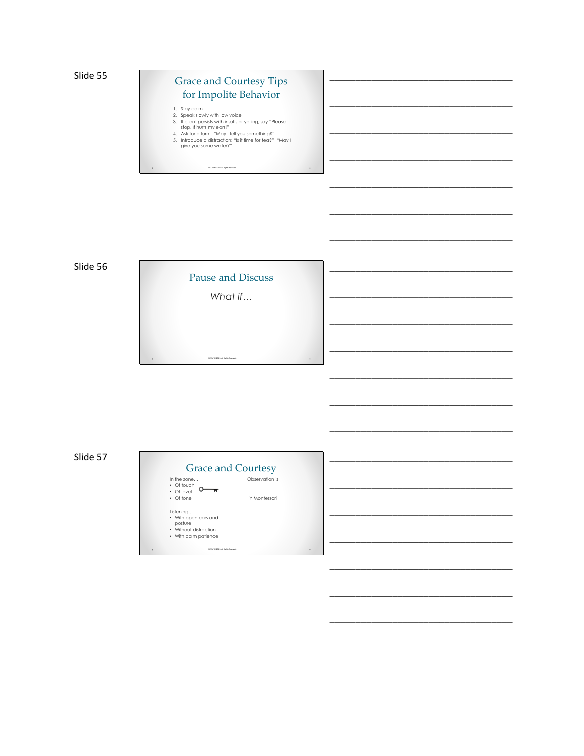Slide 55

## Grace and Courtesy Tips for Impolite Behavior

1. Stay calm
2. Speak slowly with low voice
3. If client persists with insults or yelling, say "Please stop, it hurts my ears!"
4. Ask for a turn—"May I tell you something?"
5. Introduce a distraction: "Is it time for tea?" "May I give you some water?"

Slide 56

## Pause and Discuss

*What if…*

Slide 57

## Grace and Courtesy

In the zone…

- Of touch
- Of level
- Of tone

Observation is

in Montessori

Listening…

- With open ears and posture
- Without distraction
- With calm patience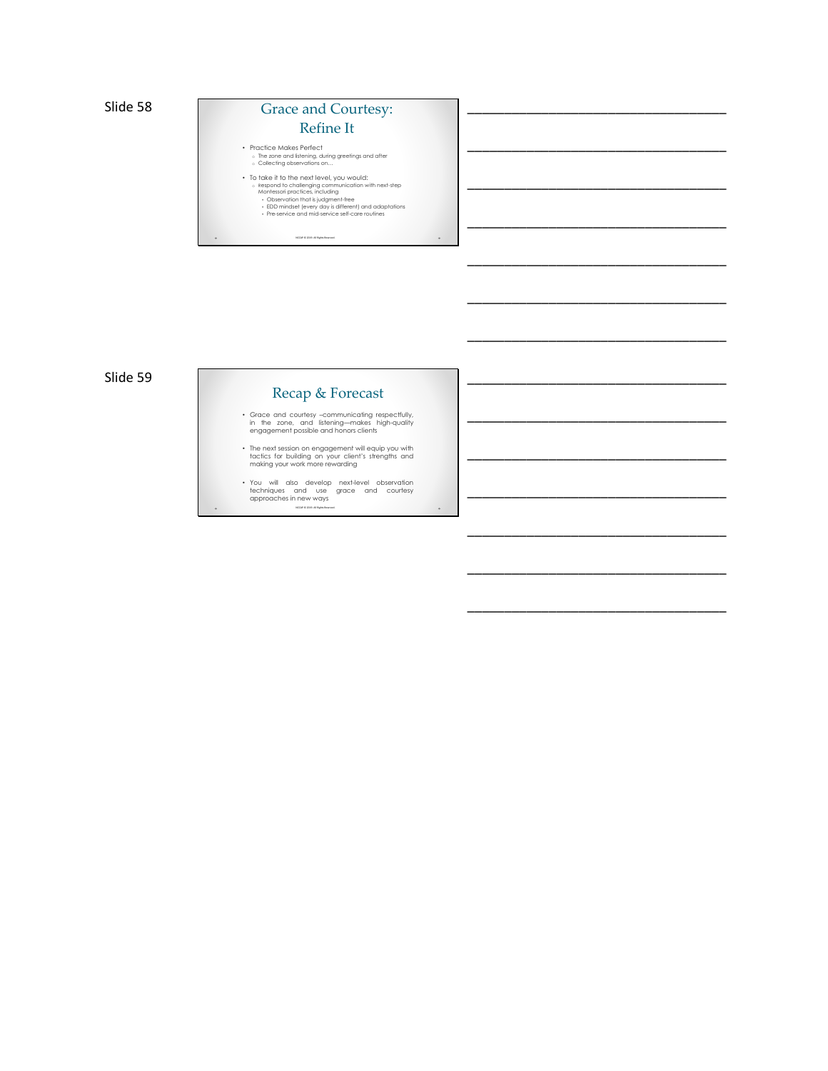Slide 58

## Grace and Courtesy: Refine It

- Practice Makes Perfect
  - The zone and listening, during greetings and after
  - Collecting observations on…
- To take it to the next level, you would:
  - Respond to challenging communication with next-step Montessori practices, including
    - Observation that is judgment-free
    - EDD mindset (every day is different) and adaptations
    - Pre-service and mid-service self-care routines

Slide 59

## Recap & Forecast

- Grace and courtesy –communicating respectfully, in the zone, and listening—makes high-quality engagement possible and honors clients
- The next session on engagement will equip you with tactics for building on your client's strengths and making your work more rewarding
- You will also develop next-level observation techniques and use grace and courtesy approaches in new ways